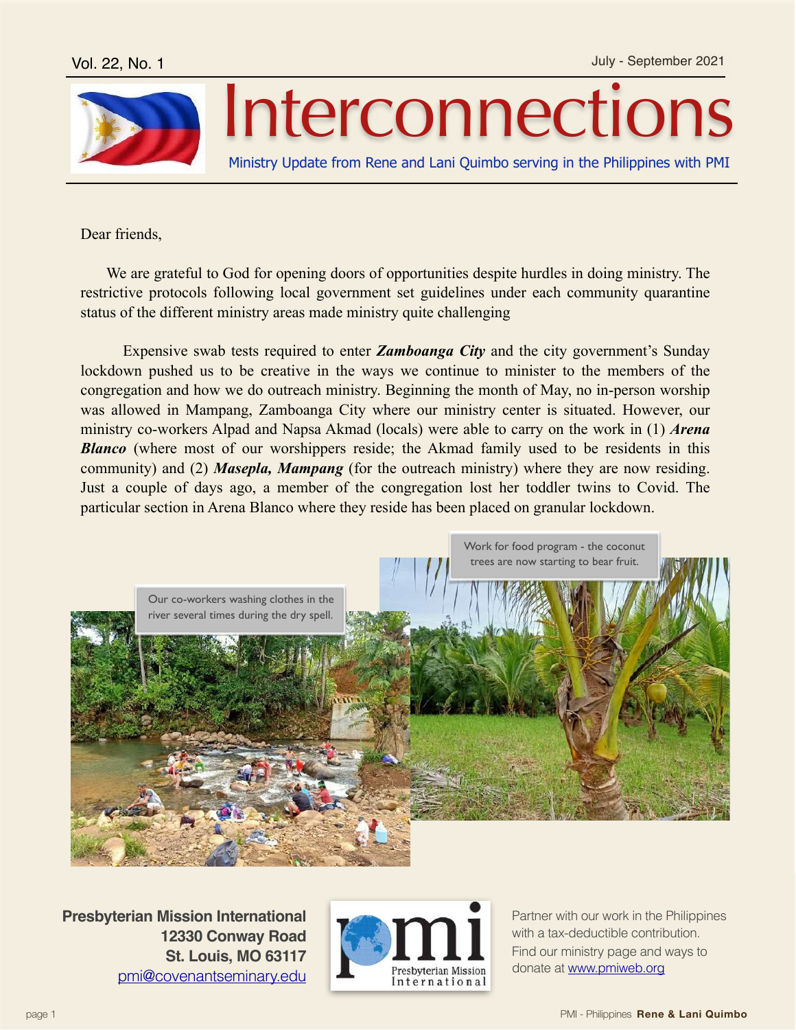Vol. 22, No. 1

July - September 2021

# Interconnections

Ministry Update from Rene and Lani Quimbo serving in the Philippines with PMI

Dear friends,

We are grateful to God for opening doors of opportunities despite hurdles in doing ministry. The restrictive protocols following local government set guidelines under each community quarantine status of the different ministry areas made ministry quite challenging

Expensive swab tests required to enter ***Zamboanga City*** and the city government's Sunday lockdown pushed us to be creative in the ways we continue to minister to the members of the congregation and how we do outreach ministry. Beginning the month of May, no in-person worship was allowed in Mampang, Zamboanga City where our ministry center is situated. However, our ministry co-workers Alpad and Napsa Akmad (locals) were able to carry on the work in (1) ***Arena Blanco*** (where most of our worshippers reside; the Akmad family used to be residents in this community) and (2) ***Masepla, Mampang*** (for the outreach ministry) where they are now residing. Just a couple of days ago, a member of the congregation lost her toddler twins to Covid. The particular section in Arena Blanco where they reside has been placed on granular lockdown.

Our co-workers washing clothes in the river several times during the dry spell.

Work for food program - the coconut trees are now starting to bear fruit.

**Presbyterian Mission International**
**12330 Conway Road**
**St. Louis, MO 63117**
pmi@covenantseminary.edu

Partner with our work in the Philippines with a tax-deductible contribution. Find our ministry page and ways to donate at www.pmiweb.org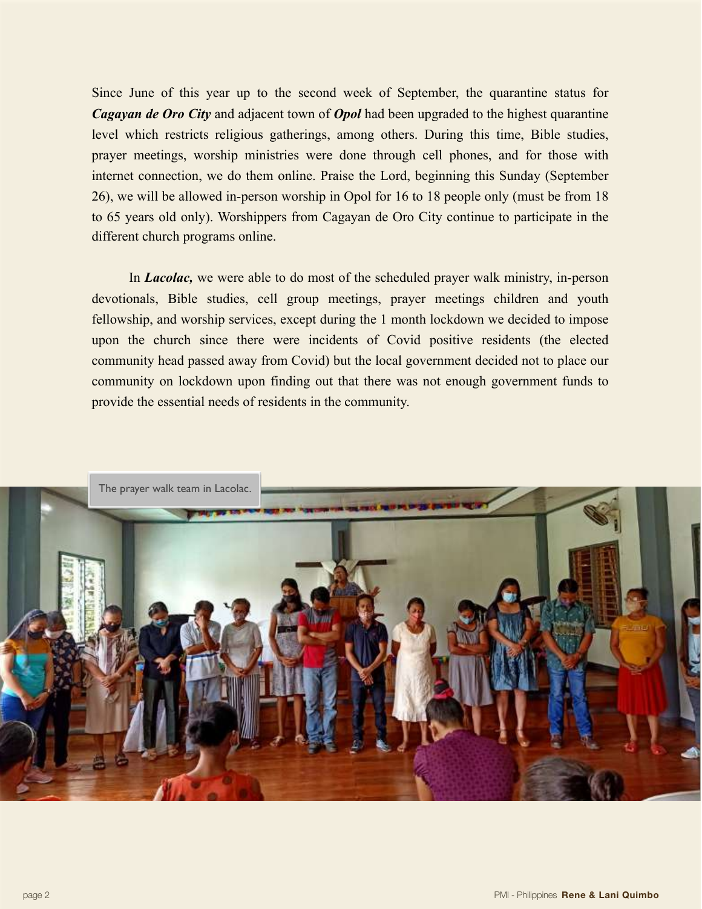Since June of this year up to the second week of September, the quarantine status for ***Cagayan de Oro City*** and adjacent town of ***Opol*** had been upgraded to the highest quarantine level which restricts religious gatherings, among others. During this time, Bible studies, prayer meetings, worship ministries were done through cell phones, and for those with internet connection, we do them online. Praise the Lord, beginning this Sunday (September 26), we will be allowed in-person worship in Opol for 16 to 18 people only (must be from 18 to 65 years old only). Worshippers from Cagayan de Oro City continue to participate in the different church programs online.

In ***Lacolac,*** we were able to do most of the scheduled prayer walk ministry, in-person devotionals, Bible studies, cell group meetings, prayer meetings children and youth fellowship, and worship services, except during the 1 month lockdown we decided to impose upon the church since there were incidents of Covid positive residents (the elected community head passed away from Covid) but the local government decided not to place our community on lockdown upon finding out that there was not enough government funds to provide the essential needs of residents in the community.

The prayer walk team in Lacolac.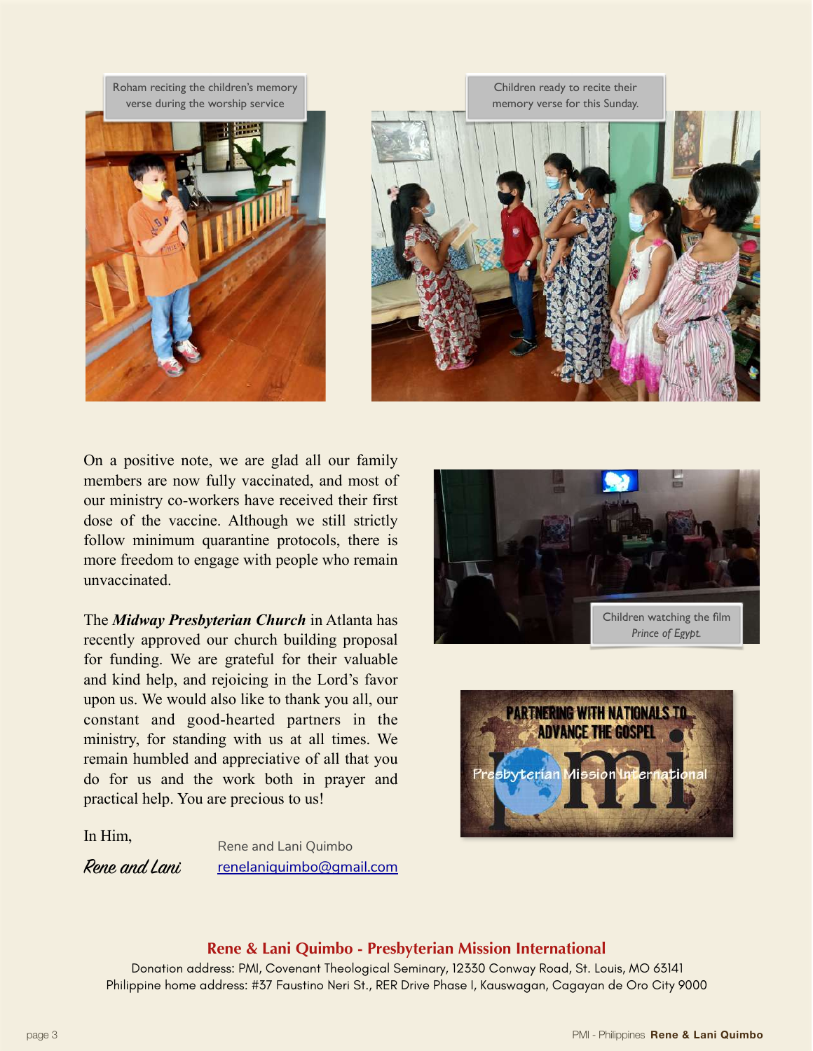Roham reciting the children's memory verse during the worship service

Children ready to recite their memory verse for this Sunday.

On a positive note, we are glad all our family members are now fully vaccinated, and most of our ministry co-workers have received their first dose of the vaccine. Although we still strictly follow minimum quarantine protocols, there is more freedom to engage with people who remain unvaccinated.

The ***Midway Presbyterian Church*** in Atlanta has recently approved our church building proposal for funding. We are grateful for their valuable and kind help, and rejoicing in the Lord's favor upon us. We would also like to thank you all, our constant and good-hearted partners in the ministry, for standing with us at all times. We remain humbled and appreciative of all that you do for us and the work both in prayer and practical help. You are precious to us!

Children watching the film *Prince of Egypt.*

PARTNERING WITH NATIONALS TO ADVANCE THE GOSPEL

pmi Presbyterian Mission International

In Him,

*Rene and Lani*

Rene and Lani Quimbo
renelaniquimbo@gmail.com

**Rene & Lani Quimbo - Presbyterian Mission International**

Donation address: PMI, Covenant Theological Seminary, 12330 Conway Road, St. Louis, MO 63141
Philippine home address: #37 Faustino Neri St., RER Drive Phase I, Kauswagan, Cagayan de Oro City 9000